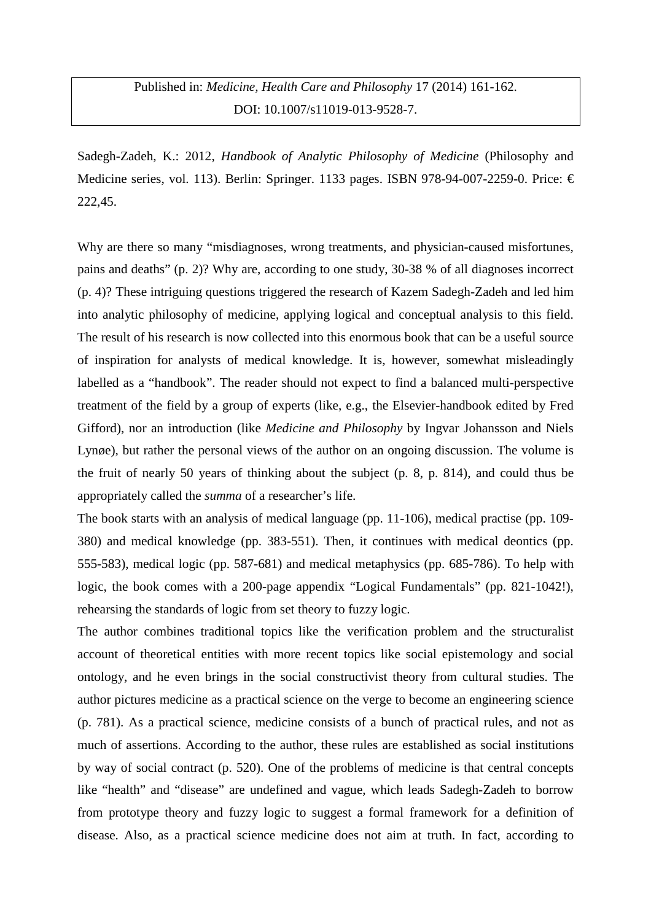Published in: *Medicine, Health Care and Philosophy* 17 (2014) 161-162.
DOI: 10.1007/s11019-013-9528-7.

Sadegh-Zadeh, K.: 2012, *Handbook of Analytic Philosophy of Medicine* (Philosophy and Medicine series, vol. 113). Berlin: Springer. 1133 pages. ISBN 978-94-007-2259-0. Price: € 222,45.

Why are there so many "misdiagnoses, wrong treatments, and physician-caused misfortunes, pains and deaths" (p. 2)? Why are, according to one study, 30-38 % of all diagnoses incorrect (p. 4)? These intriguing questions triggered the research of Kazem Sadegh-Zadeh and led him into analytic philosophy of medicine, applying logical and conceptual analysis to this field. The result of his research is now collected into this enormous book that can be a useful source of inspiration for analysts of medical knowledge. It is, however, somewhat misleadingly labelled as a "handbook". The reader should not expect to find a balanced multi-perspective treatment of the field by a group of experts (like, e.g., the Elsevier-handbook edited by Fred Gifford), nor an introduction (like *Medicine and Philosophy* by Ingvar Johansson and Niels Lynøe), but rather the personal views of the author on an ongoing discussion. The volume is the fruit of nearly 50 years of thinking about the subject (p. 8, p. 814), and could thus be appropriately called the *summa* of a researcher's life.

The book starts with an analysis of medical language (pp. 11-106), medical practise (pp. 109-380) and medical knowledge (pp. 383-551). Then, it continues with medical deontics (pp. 555-583), medical logic (pp. 587-681) and medical metaphysics (pp. 685-786). To help with logic, the book comes with a 200-page appendix "Logical Fundamentals" (pp. 821-1042!), rehearsing the standards of logic from set theory to fuzzy logic.

The author combines traditional topics like the verification problem and the structuralist account of theoretical entities with more recent topics like social epistemology and social ontology, and he even brings in the social constructivist theory from cultural studies. The author pictures medicine as a practical science on the verge to become an engineering science (p. 781). As a practical science, medicine consists of a bunch of practical rules, and not as much of assertions. According to the author, these rules are established as social institutions by way of social contract (p. 520). One of the problems of medicine is that central concepts like "health" and "disease" are undefined and vague, which leads Sadegh-Zadeh to borrow from prototype theory and fuzzy logic to suggest a formal framework for a definition of disease. Also, as a practical science medicine does not aim at truth. In fact, according to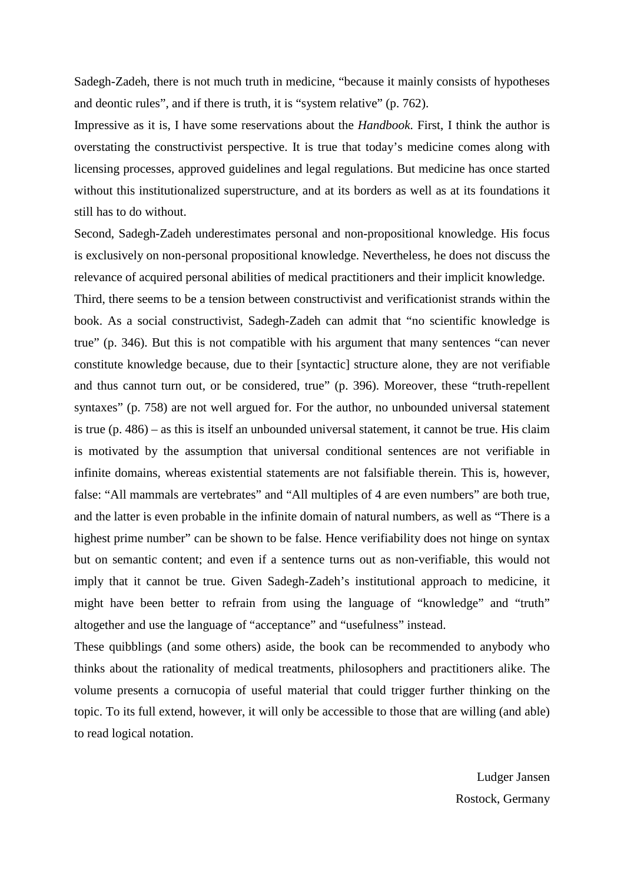Sadegh-Zadeh, there is not much truth in medicine, "because it mainly consists of hypotheses and deontic rules", and if there is truth, it is "system relative" (p. 762).

Impressive as it is, I have some reservations about the *Handbook*. First, I think the author is overstating the constructivist perspective. It is true that today's medicine comes along with licensing processes, approved guidelines and legal regulations. But medicine has once started without this institutionalized superstructure, and at its borders as well as at its foundations it still has to do without.

Second, Sadegh-Zadeh underestimates personal and non-propositional knowledge. His focus is exclusively on non-personal propositional knowledge. Nevertheless, he does not discuss the relevance of acquired personal abilities of medical practitioners and their implicit knowledge.

Third, there seems to be a tension between constructivist and verificationist strands within the book. As a social constructivist, Sadegh-Zadeh can admit that "no scientific knowledge is true" (p. 346). But this is not compatible with his argument that many sentences "can never constitute knowledge because, due to their [syntactic] structure alone, they are not verifiable and thus cannot turn out, or be considered, true" (p. 396). Moreover, these "truth-repellent syntaxes" (p. 758) are not well argued for. For the author, no unbounded universal statement is true (p. 486) – as this is itself an unbounded universal statement, it cannot be true. His claim is motivated by the assumption that universal conditional sentences are not verifiable in infinite domains, whereas existential statements are not falsifiable therein. This is, however, false: "All mammals are vertebrates" and "All multiples of 4 are even numbers" are both true, and the latter is even probable in the infinite domain of natural numbers, as well as "There is a highest prime number" can be shown to be false. Hence verifiability does not hinge on syntax but on semantic content; and even if a sentence turns out as non-verifiable, this would not imply that it cannot be true. Given Sadegh-Zadeh's institutional approach to medicine, it might have been better to refrain from using the language of "knowledge" and "truth" altogether and use the language of "acceptance" and "usefulness" instead.

These quibblings (and some others) aside, the book can be recommended to anybody who thinks about the rationality of medical treatments, philosophers and practitioners alike. The volume presents a cornucopia of useful material that could trigger further thinking on the topic. To its full extend, however, it will only be accessible to those that are willing (and able) to read logical notation.

Ludger Jansen
Rostock, Germany